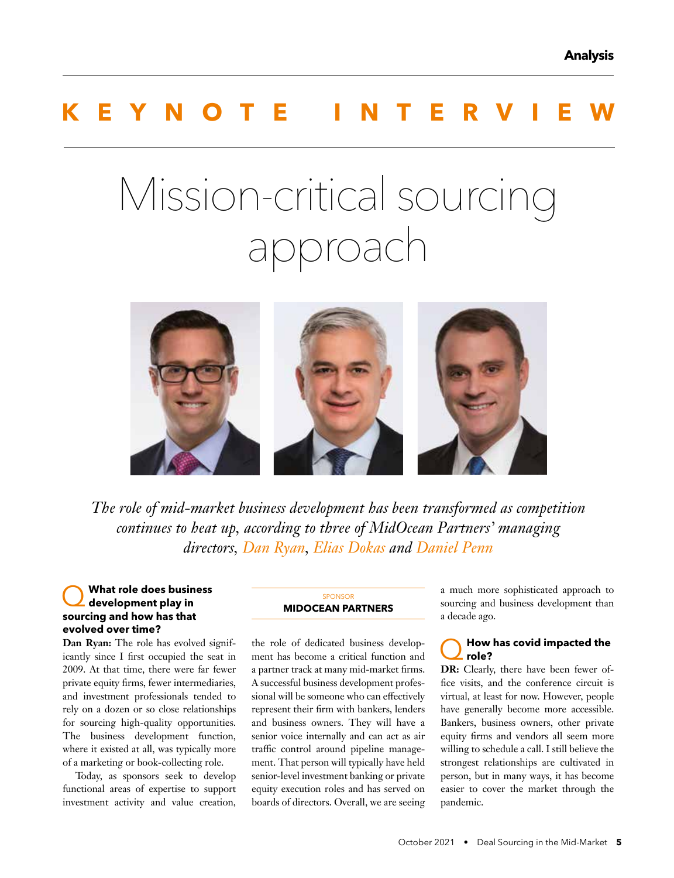KEYNOTE INTERVIEW

# Mission-critical sourcing approach

*The role of mid-market business development has been transformed as competition continues to heat up, according to three of MidOcean Partners' managing directors, Dan Ryan, Elias Dokas and Daniel Penn*

SPONSOR
**MIDOCEAN PARTNERS**

**Q What role does business development play in sourcing and how has that evolved over time?**

**Dan Ryan:** The role has evolved significantly since I first occupied the seat in 2009. At that time, there were far fewer private equity firms, fewer intermediaries, and investment professionals tended to rely on a dozen or so close relationships for sourcing high-quality opportunities. The business development function, where it existed at all, was typically more of a marketing or book-collecting role.

Today, as sponsors seek to develop functional areas of expertise to support investment activity and value creation, the role of dedicated business development has become a critical function and a partner track at many mid-market firms. A successful business development professional will be someone who can effectively represent their firm with bankers, lenders and business owners. They will have a senior voice internally and can act as air traffic control around pipeline management. That person will typically have held senior-level investment banking or private equity execution roles and has served on boards of directors. Overall, we are seeing a much more sophisticated approach to sourcing and business development than a decade ago.

**Q How has covid impacted the role?**

**DR:** Clearly, there have been fewer office visits, and the conference circuit is virtual, at least for now. However, people have generally become more accessible. Bankers, business owners, other private equity firms and vendors all seem more willing to schedule a call. I still believe the strongest relationships are cultivated in person, but in many ways, it has become easier to cover the market through the pandemic.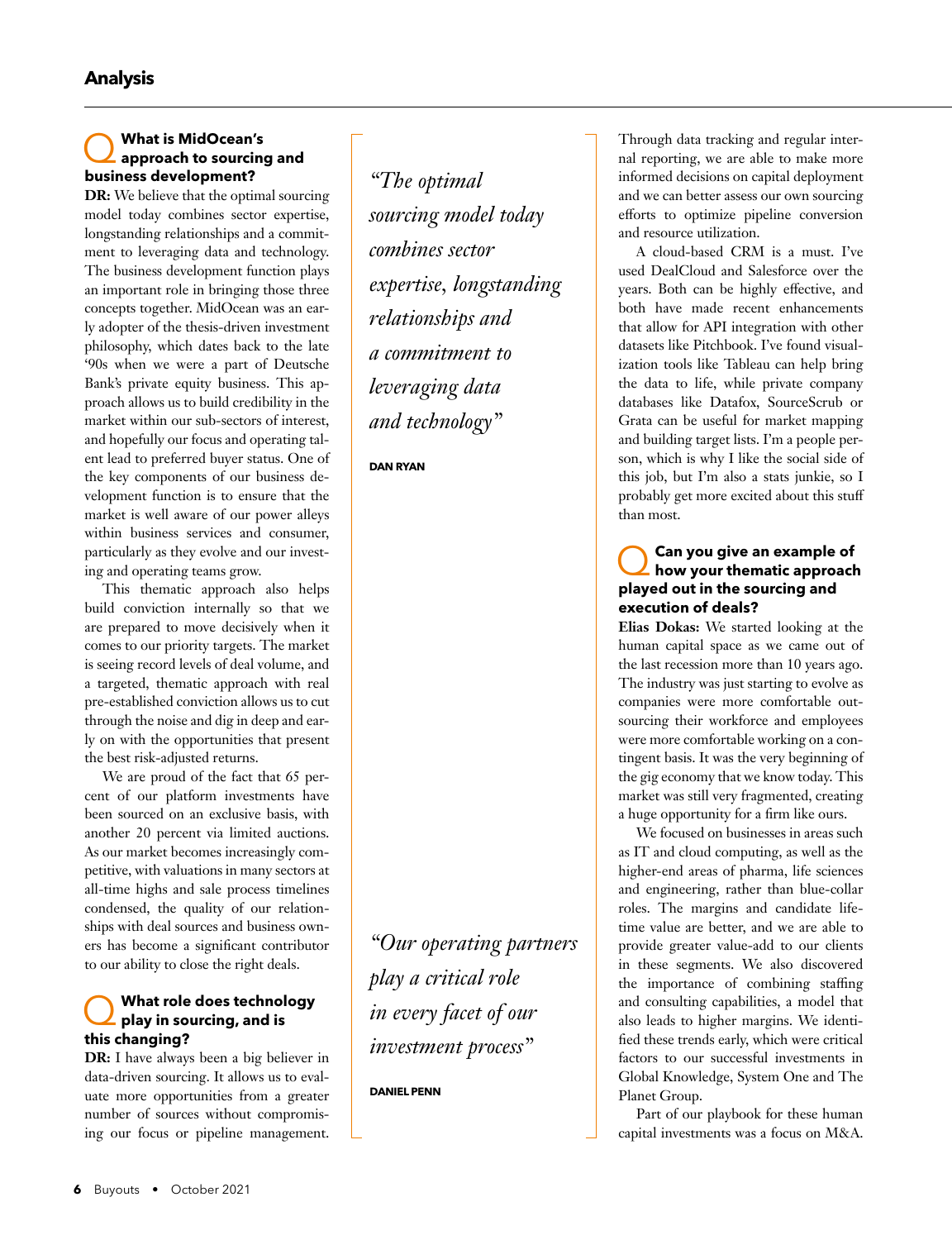## Q What is MidOcean's approach to sourcing and business development?

**DR:** We believe that the optimal sourcing model today combines sector expertise, longstanding relationships and a commitment to leveraging data and technology. The business development function plays an important role in bringing those three concepts together. MidOcean was an early adopter of the thesis-driven investment philosophy, which dates back to the late '90s when we were a part of Deutsche Bank's private equity business. This approach allows us to build credibility in the market within our sub-sectors of interest, and hopefully our focus and operating talent lead to preferred buyer status. One of the key components of our business development function is to ensure that the market is well aware of our power alleys within business services and consumer, particularly as they evolve and our investing and operating teams grow.

This thematic approach also helps build conviction internally so that we are prepared to move decisively when it comes to our priority targets. The market is seeing record levels of deal volume, and a targeted, thematic approach with real pre-established conviction allows us to cut through the noise and dig in deep and early on with the opportunities that present the best risk-adjusted returns.

We are proud of the fact that 65 percent of our platform investments have been sourced on an exclusive basis, with another 20 percent via limited auctions. As our market becomes increasingly competitive, with valuations in many sectors at all-time highs and sale process timelines condensed, the quality of our relationships with deal sources and business owners has become a significant contributor to our ability to close the right deals.

> *"The optimal sourcing model today combines sector expertise, longstanding relationships and a commitment to leveraging data and technology"*
>
> **DAN RYAN**

## Q What role does technology play in sourcing, and is this changing?

**DR:** I have always been a big believer in data-driven sourcing. It allows us to evaluate more opportunities from a greater number of sources without compromising our focus or pipeline management. Through data tracking and regular internal reporting, we are able to make more informed decisions on capital deployment and we can better assess our own sourcing efforts to optimize pipeline conversion and resource utilization.

A cloud-based CRM is a must. I've used DealCloud and Salesforce over the years. Both can be highly effective, and both have made recent enhancements that allow for API integration with other datasets like Pitchbook. I've found visualization tools like Tableau can help bring the data to life, while private company databases like Datafox, SourceScrub or Grata can be useful for market mapping and building target lists. I'm a people person, which is why I like the social side of this job, but I'm also a stats junkie, so I probably get more excited about this stuff than most.

> *"Our operating partners play a critical role in every facet of our investment process"*
>
> **DANIEL PENN**

## Q Can you give an example of how your thematic approach played out in the sourcing and execution of deals?

**Elias Dokas:** We started looking at the human capital space as we came out of the last recession more than 10 years ago. The industry was just starting to evolve as companies were more comfortable outsourcing their workforce and employees were more comfortable working on a contingent basis. It was the very beginning of the gig economy that we know today. This market was still very fragmented, creating a huge opportunity for a firm like ours.

We focused on businesses in areas such as IT and cloud computing, as well as the higher-end areas of pharma, life sciences and engineering, rather than blue-collar roles. The margins and candidate lifetime value are better, and we are able to provide greater value-add to our clients in these segments. We also discovered the importance of combining staffing and consulting capabilities, a model that also leads to higher margins. We identified these trends early, which were critical factors to our successful investments in Global Knowledge, System One and The Planet Group.

Part of our playbook for these human capital investments was a focus on M&A.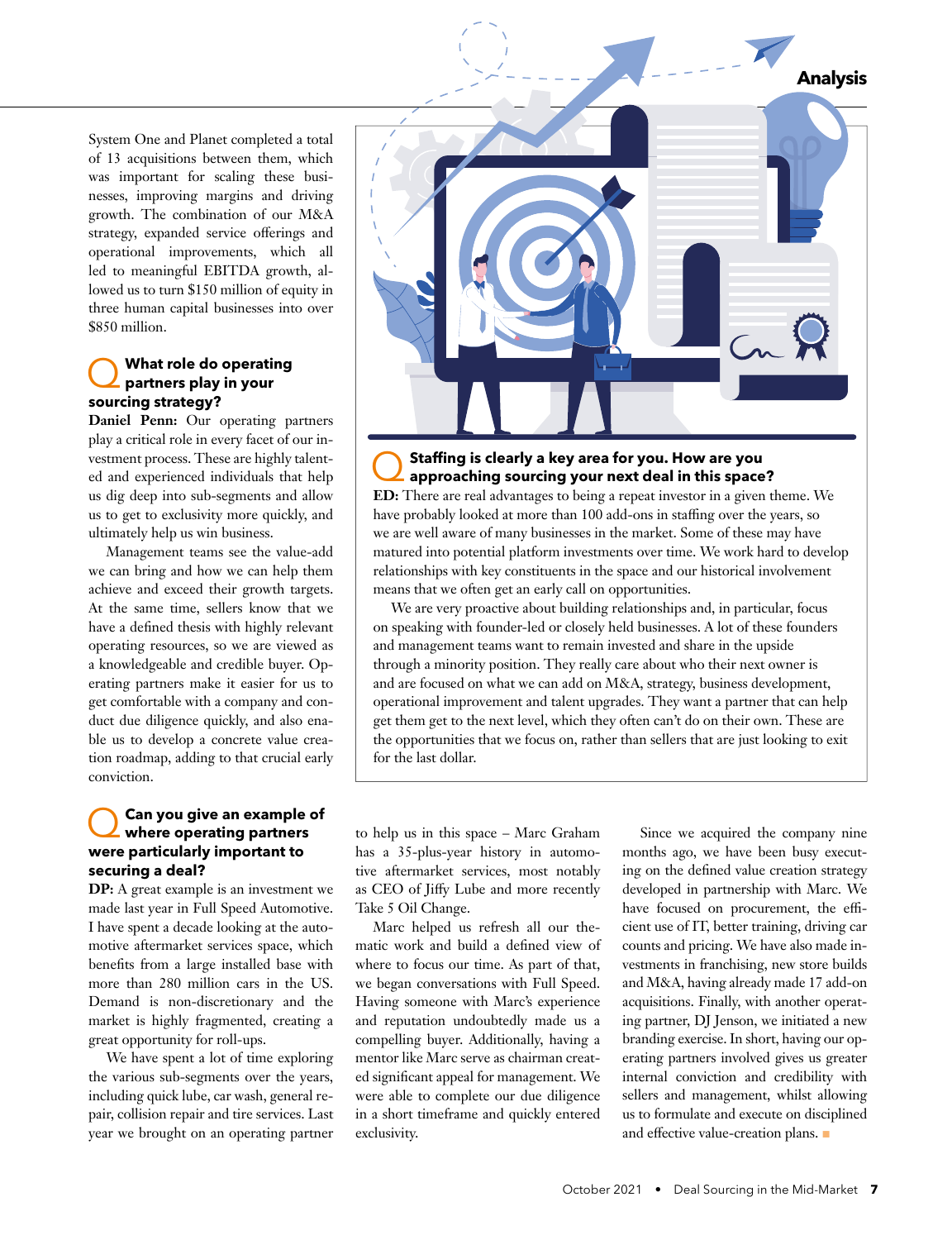System One and Planet completed a total of 13 acquisitions between them, which was important for scaling these businesses, improving margins and driving growth. The combination of our M&A strategy, expanded service offerings and operational improvements, which all led to meaningful EBITDA growth, allowed us to turn $150 million of equity in three human capital businesses into over $850 million.

## Q What role do operating partners play in your sourcing strategy?

**Daniel Penn:** Our operating partners play a critical role in every facet of our investment process. These are highly talented and experienced individuals that help us dig deep into sub-segments and allow us to get to exclusivity more quickly, and ultimately help us win business.

Management teams see the value-add we can bring and how we can help them achieve and exceed their growth targets. At the same time, sellers know that we have a defined thesis with highly relevant operating resources, so we are viewed as a knowledgeable and credible buyer. Operating partners make it easier for us to get comfortable with a company and conduct due diligence quickly, and also enable us to develop a concrete value creation roadmap, adding to that crucial early conviction.

## Q Staffing is clearly a key area for you. How are you approaching sourcing your next deal in this space?

**ED:** There are real advantages to being a repeat investor in a given theme. We have probably looked at more than 100 add-ons in staffing over the years, so we are well aware of many businesses in the market. Some of these may have matured into potential platform investments over time. We work hard to develop relationships with key constituents in the space and our historical involvement means that we often get an early call on opportunities.

We are very proactive about building relationships and, in particular, focus on speaking with founder-led or closely held businesses. A lot of these founders and management teams want to remain invested and share in the upside through a minority position. They really care about who their next owner is and are focused on what we can add on M&A, strategy, business development, operational improvement and talent upgrades. They want a partner that can help get them get to the next level, which they often can't do on their own. These are the opportunities that we focus on, rather than sellers that are just looking to exit for the last dollar.

## Q Can you give an example of where operating partners were particularly important to securing a deal?

**DP:** A great example is an investment we made last year in Full Speed Automotive. I have spent a decade looking at the automotive aftermarket services space, which benefits from a large installed base with more than 280 million cars in the US. Demand is non-discretionary and the market is highly fragmented, creating a great opportunity for roll-ups.

We have spent a lot of time exploring the various sub-segments over the years, including quick lube, car wash, general repair, collision repair and tire services. Last year we brought on an operating partner to help us in this space – Marc Graham has a 35-plus-year history in automotive aftermarket services, most notably as CEO of Jiffy Lube and more recently Take 5 Oil Change.

Marc helped us refresh all our thematic work and build a defined view of where to focus our time. As part of that, we began conversations with Full Speed. Having someone with Marc's experience and reputation undoubtedly made us a compelling buyer. Additionally, having a mentor like Marc serve as chairman created significant appeal for management. We were able to complete our due diligence in a short timeframe and quickly entered exclusivity.

Since we acquired the company nine months ago, we have been busy executing on the defined value creation strategy developed in partnership with Marc. We have focused on procurement, the efficient use of IT, better training, driving car counts and pricing. We have also made investments in franchising, new store builds and M&A, having already made 17 add-on acquisitions. Finally, with another operating partner, DJ Jenson, we initiated a new branding exercise. In short, having our operating partners involved gives us greater internal conviction and credibility with sellers and management, whilst allowing us to formulate and execute on disciplined and effective value-creation plans. ■